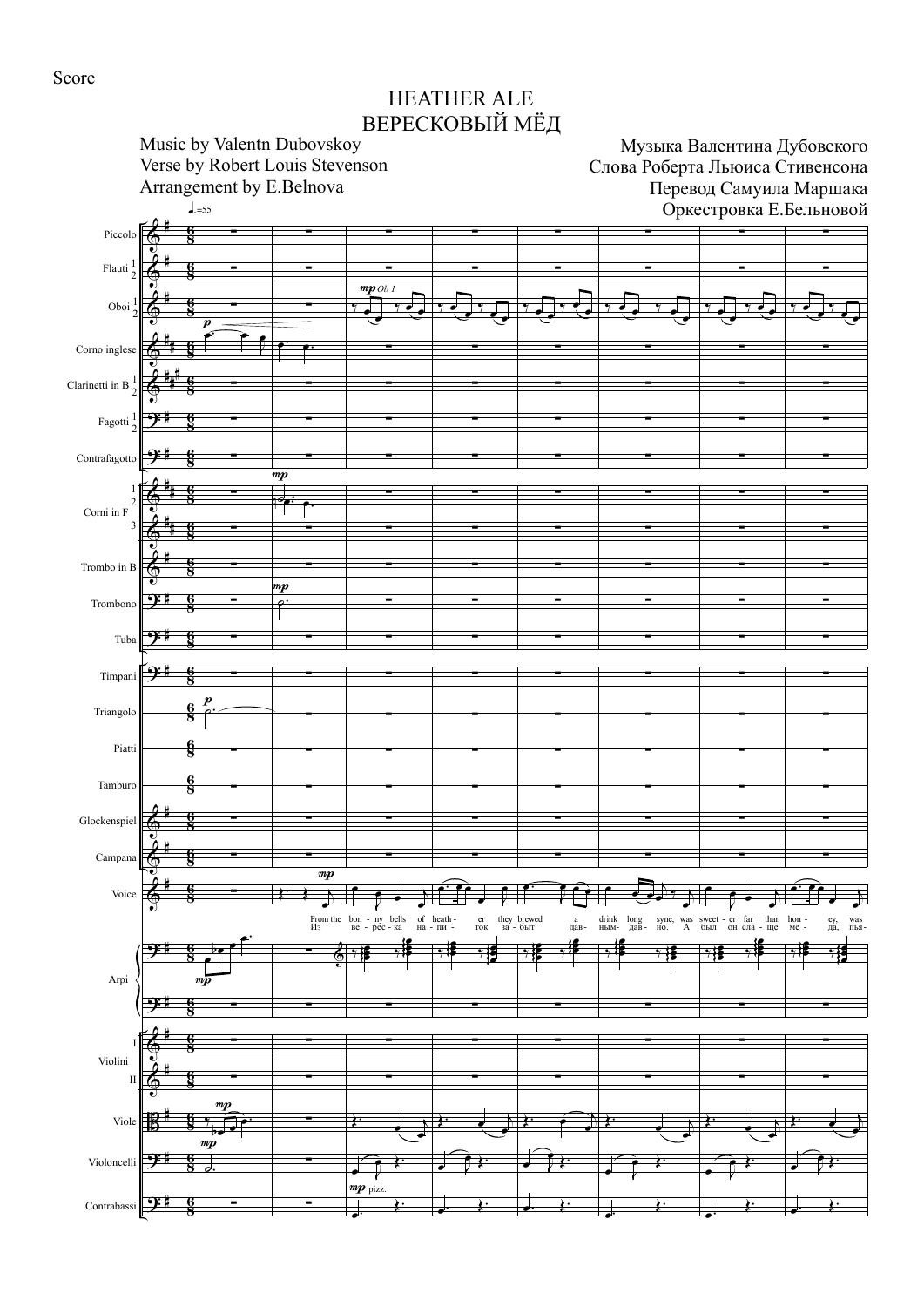Score

# HEATHER ALE
# ВЕРЕСКОВЫЙ МЁД

Music by Valentn Dubovskoy
Verse by Robert Louis Stevenson
Arrangement by E.Belnova

Музыка Валентина Дубовского
Слова Роберта Льюиса Стивенсона
Перевод Самуила Маршака
Оркестровка Е.Бельновой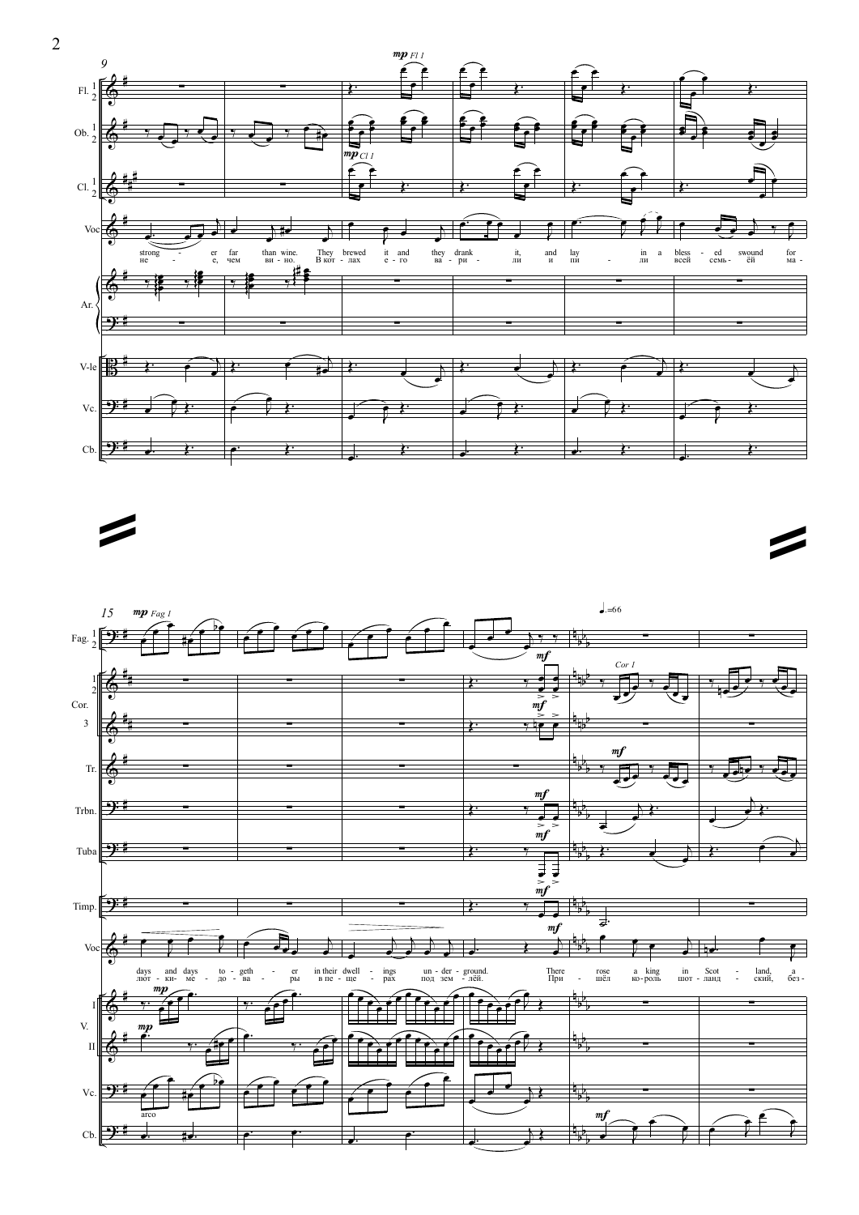strong - er far than wine. They brewed it and they drank it, and lay in a bless - ed swound for

не - е, чем ви - но. В кот - лах е - го ва - ри - ли и пи - ли всей семь - ей ма -

days and days to - geth - er in their dwell - ings un - der - ground. There rose a king in Scot - land, a

лют - ки - ме - до - ва - ры в пе - ще - рах под зем - лёй. При - шёл ко - роль шот - ланд - ский, без -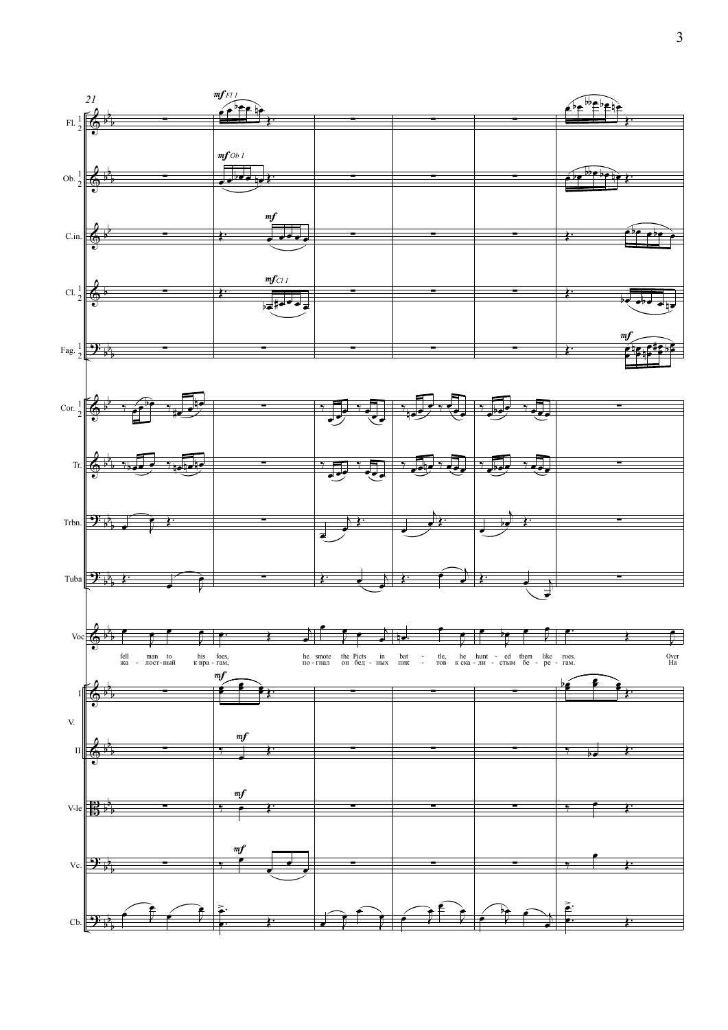21

Fl. 1 2 — *mf* Fl 1

Ob. 1 2 — *mf* Ob 1

C.in. — *mf*

Cl. 1 2 — *mf* Cl 1

Fag. 1 2 — *mf*

Cor. 1 2

Tr.

Trbn.

Tuba

Voc

fell man to his foes, he smote the Picts in bat - tle, he hunt - ed them like roes. Over

жа - лост-ный к вра - гам, по - гнал он бед - ных пик - тов к ска - ли - стым бе - ре - гам. На

V. I — *mf*

V. II — *mf*

V-le — *mf*

Vc. — *mf*

Cb.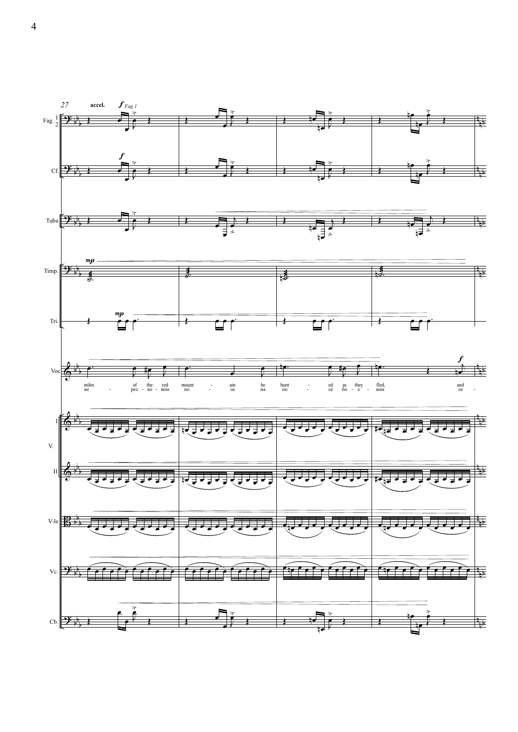27 accel. *f* Fag 1

Fag. 1 2

Cf.

Tuba

Timp. *mp*

Tri. *mp*

Voc

miles of the red mount - ain he hunt - ed as they fled, and

ве - рес - ко - вом по - ле на по - ле бо - е - вом ле -

V. I

II

V-le

Vc.

Cb.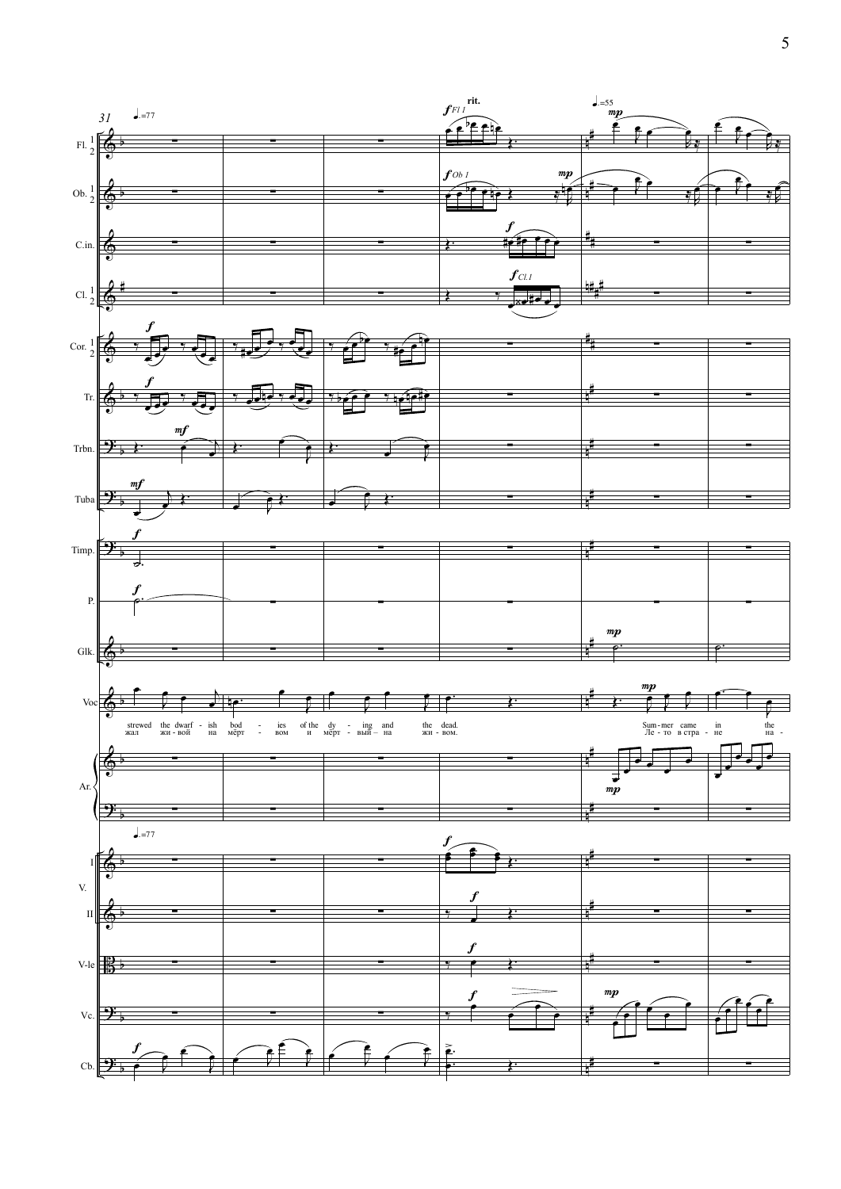strewed the dwarf - ish bod - ies of the dy - ing and the dead.

жал жи - вой на мёрт - вом и мёрт - вый – на жи - вом.

Sum - mer came in the

Ле - то в стра - не на -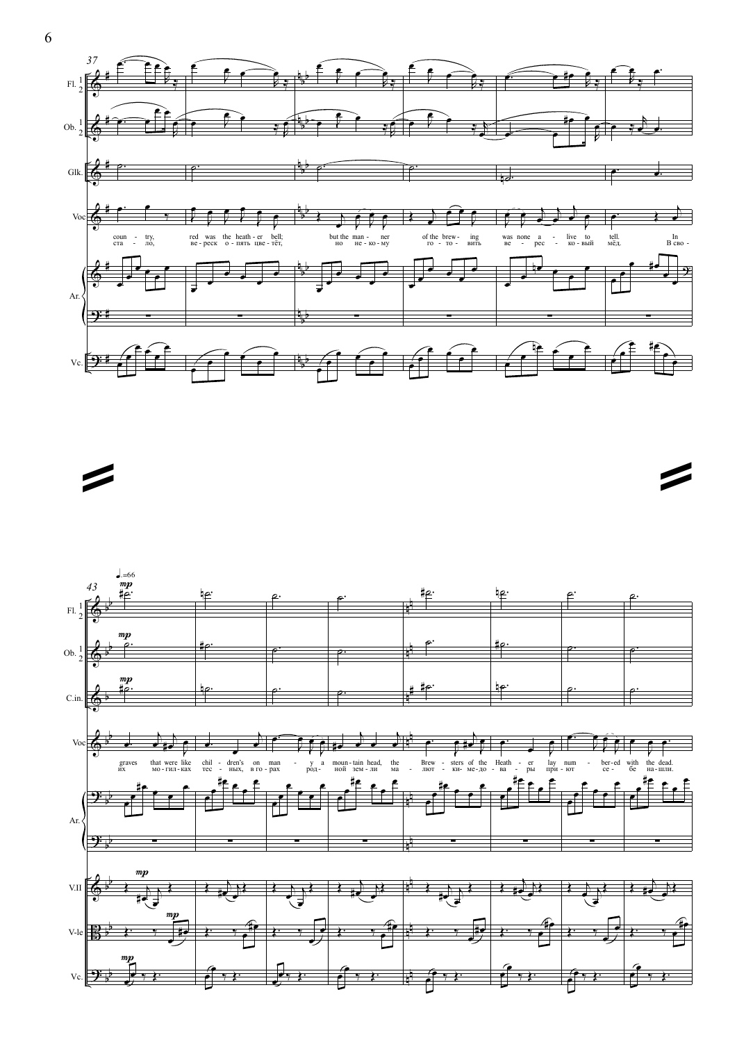coun - try, red was the heath - er bell; but the man - ner of the brew - ing was none a - live to tell. In

ста - ло, ве - реск о - пять цве - тёт, но не - ко - му го - то - вить ве - рес - ко - вый мёд. В сво -

graves that were like chil - dren's on man - y a moun - tain head, the Brew - sters of the Heath - er lay num - ber-ed with the dead.

их мо - ги - лках тес - ных, в го - рах род - ной зем - ли ма - лют - ки - ме - до - ва - ры при - ют се - бе на - шли.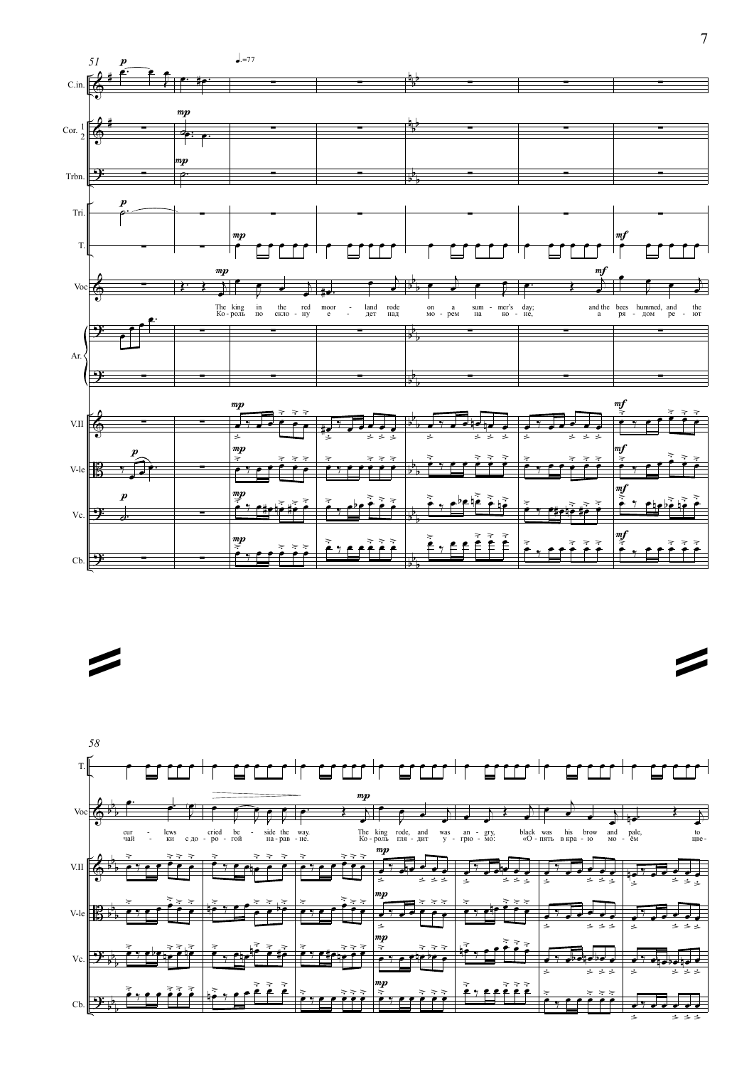The king in the red moorland rode on a summer's day; and the bees hummed, and the

Король по склону едет над морем на коне, а рядом реют

curlews cried beside the way. The king rode, and was angry, black was his brow and pale, to

чайки с дорогой наравне. Король глядит угрюмо: «Опять в краю моём цве-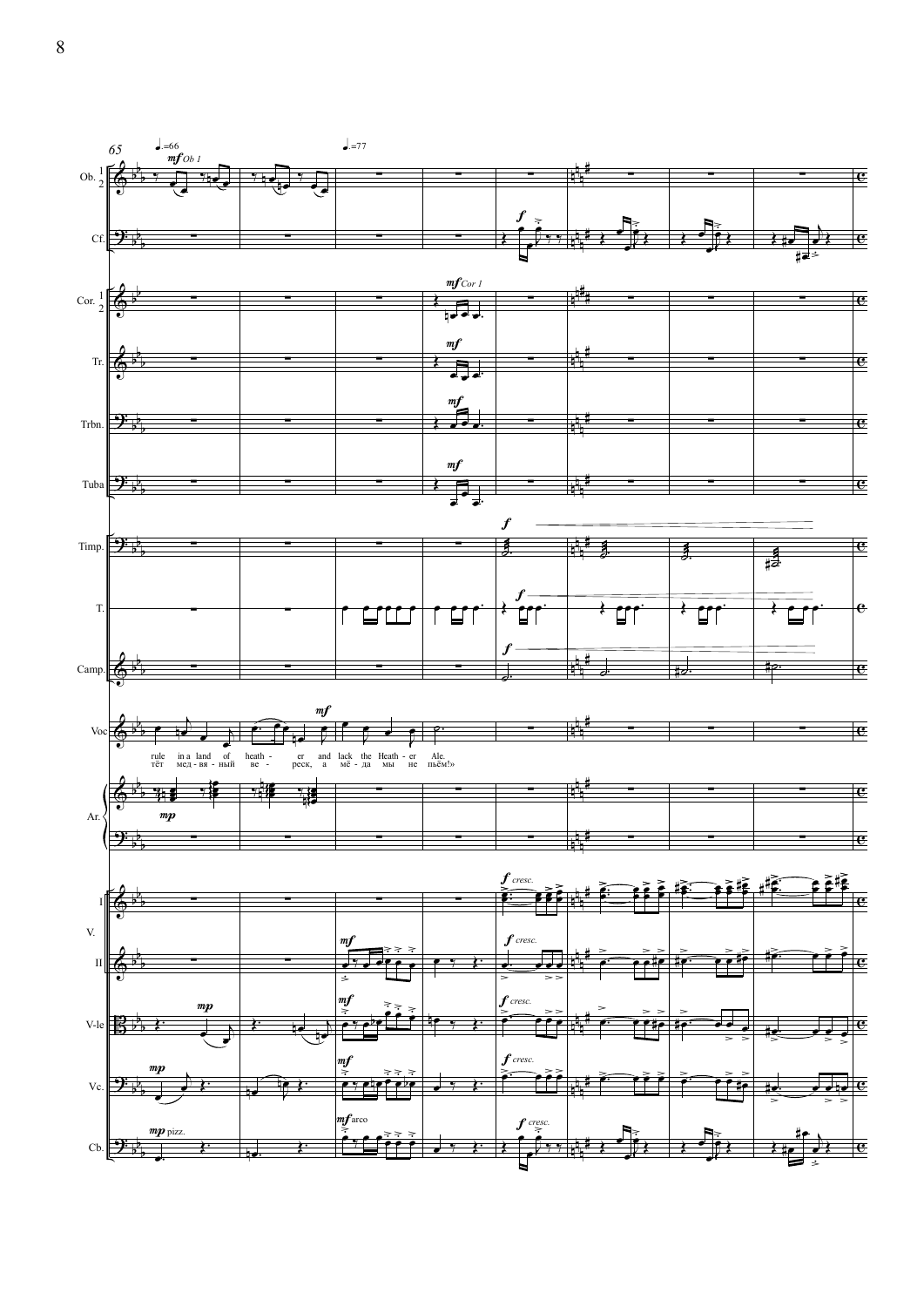rule in a land of heath - er and lack the Heath - er Ale.

тёт мед - вя - ный ве - реск, а мё - да мы не пьём!»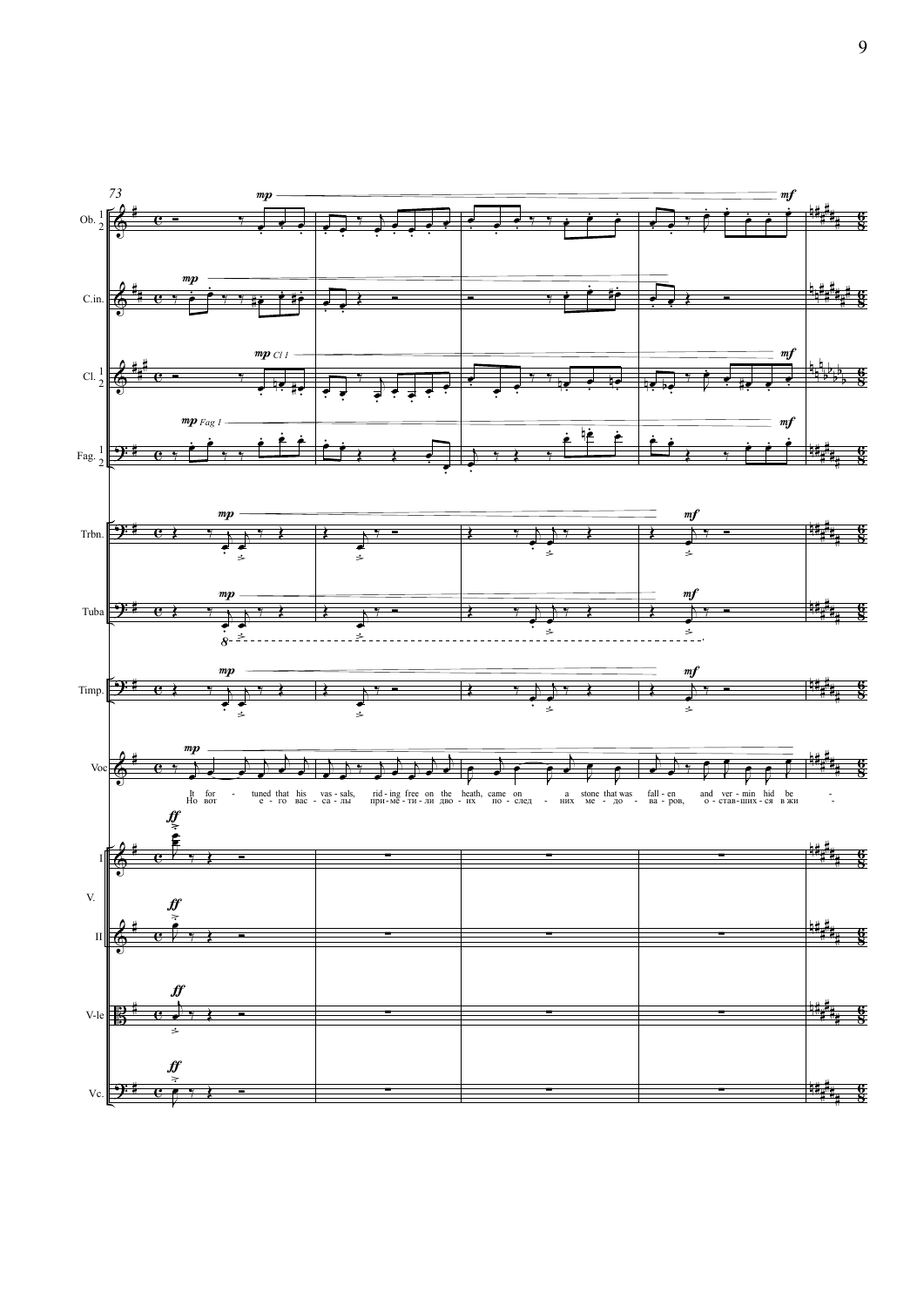It for - tuned that his vas - sals, rid - ing free on the heath, came on a stone that was fall - en and ver - min hid be -

Но вот е - го вас - са - лы при - ме - ти - ли дво - их по - след - них ме - до - ва - ров, о - став - ших - ся в жи -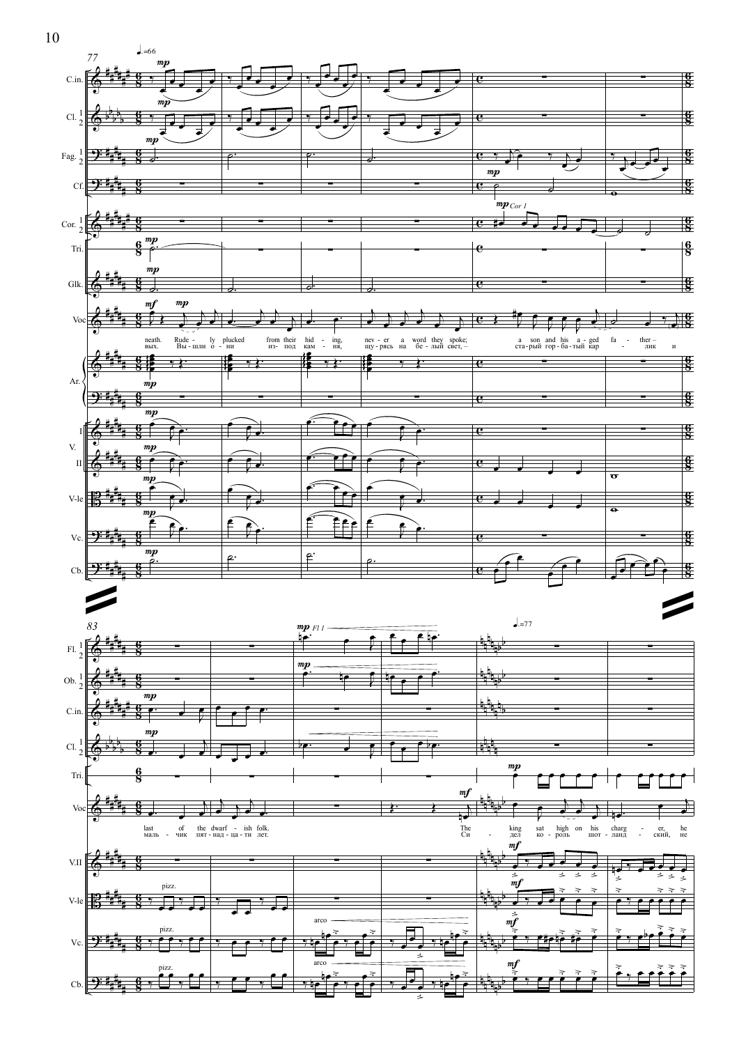neath. Rude - ly plucked from their hid - ing, nev - er a word they spoke; a son and his a - ged fa - ther –

вых. Вы - шли о - ни из - под кам - ня, щу - рясь на бе - лый свет, – ста - рый гор - ба - тый кар - лик и

last of the dwarf - ish folk. The king sat high on his charg - er, he

маль - чик пят - над - ца - ти лет. Си - дел ко - роль шот - ланд - ский, не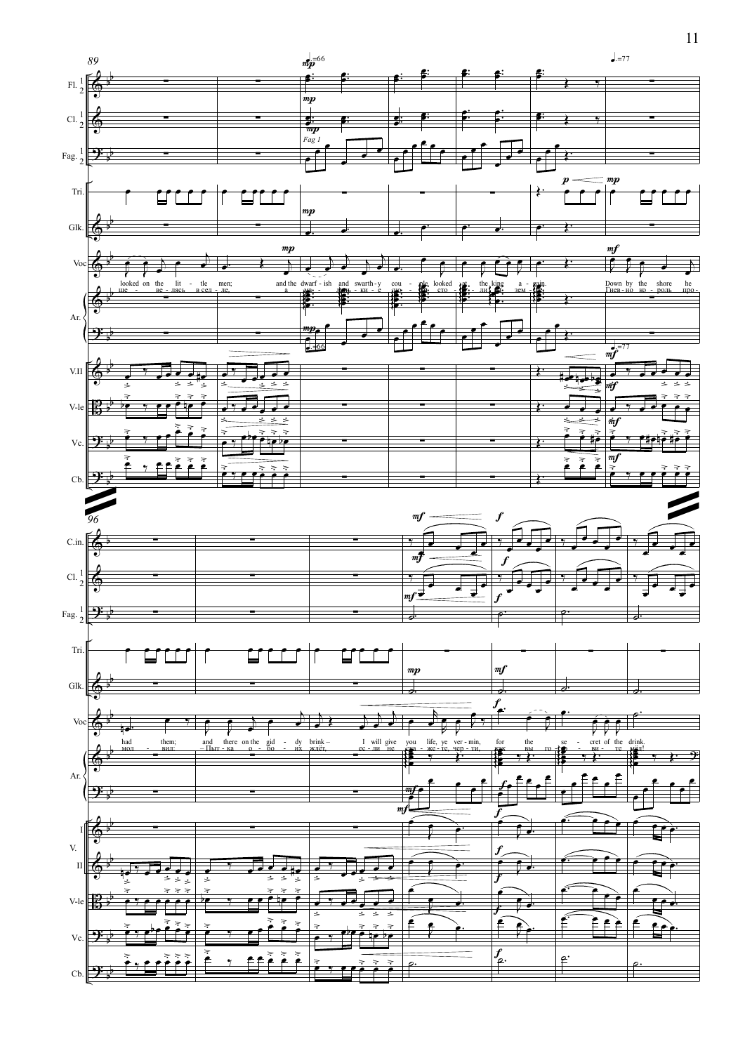looked on the little men; and the dwarfish and swarthy couple, looked at the king again. Down by the shore he had them; and there on the giddy brink – I will give you life, ye vermin, for the secret of the drink.

...шевелясь в седле, а ...ки-е ... сто... зем... Гневно король промолвил: – Пытка обоих ждёт, если не скажете, черти, как вы готовите мёд!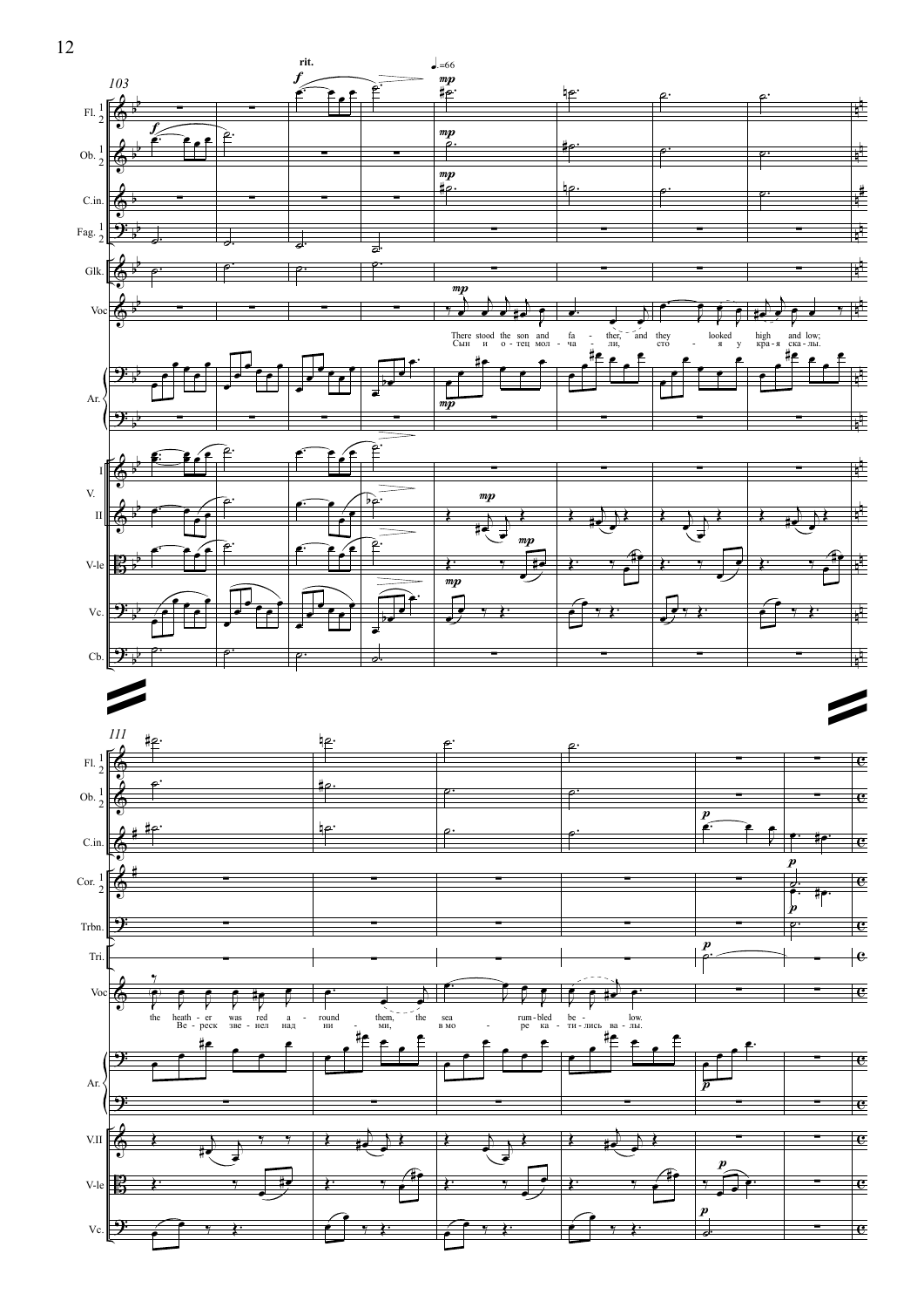There stood the son and father, and they looked high and low;
Сын и отец молчали, стоя у края скалы.

the heather was red around them, the sea rumbled below.
Вереск звенел над ними, в море катились валы.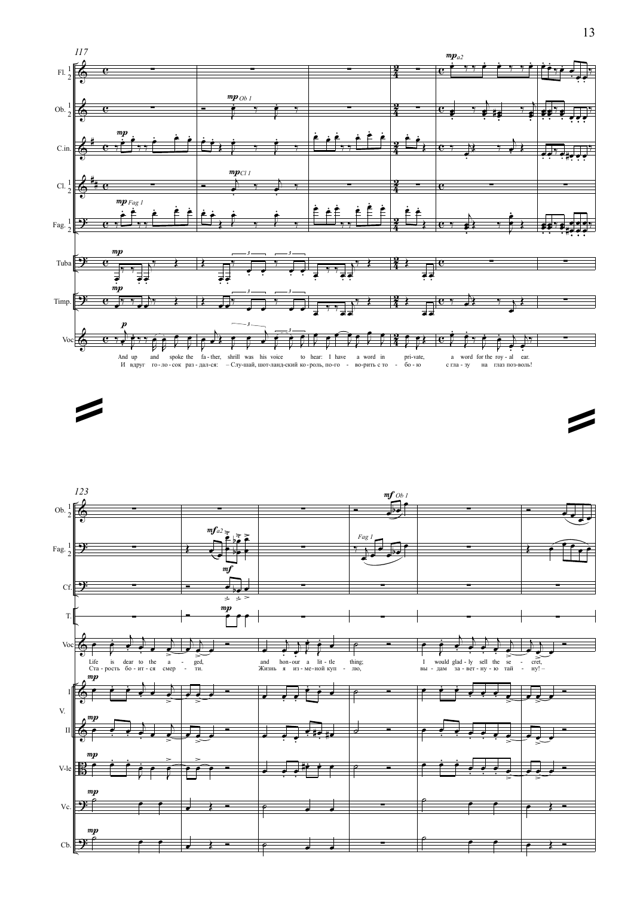117

Fl. 1 2 — *mp a2*

Ob. 1 2 — *mp Ob 1*

C.in. — *mp*

Cl. 1 2 — *mp Cl 1*

Fag. 1 2 — *mp Fag 1*

Tuba — *mp*

Timp. — *mp*

Voc — *p*

And up and spoke the father, shrill was his voice to hear: I have a word in private, a word for the royal ear.

И вдруг голосок раздался: – Слушай, шотландский король, поговорить с тобою с глазу на глаз позволь!

123

Ob. 1 2 — *mf Ob 1*

Fag. 1 2 — *mf a2*, *Fag 1*

Cf. — *mf*

T. — *mp*

Voc

Life is dear to the aged, and honour a little thing; I would gladly sell the secret,

Старость боится смерти. Жизнь я изменой куплю, выдам заветную тайну! –

V. I — *mp*

V. II — *mp*

V-le — *mp*

Vc. — *mp*

Cb. — *mp*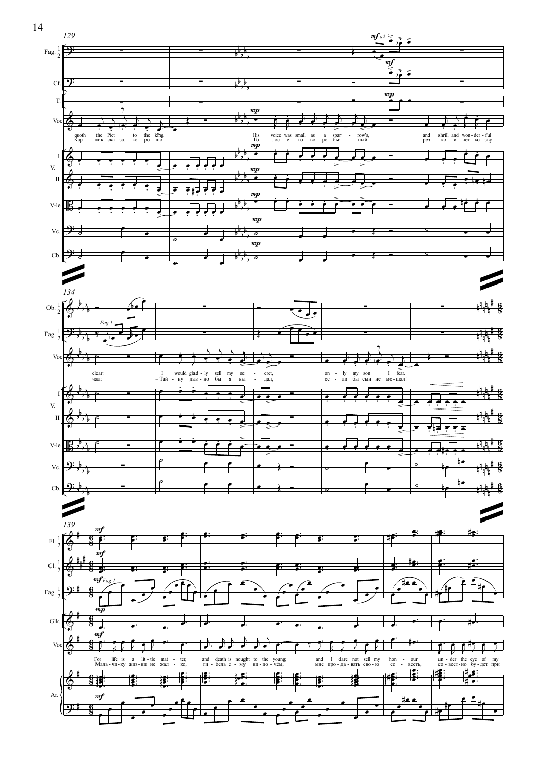quoth the Pict to the king. His voice was small as a sparrow's, and shrill and wonder-ful

Карлик сказал королю. Голос его воробьиный резко и чётко зву-

clear: I would gladly sell my secret, only my son I fear.

чал: – Тайну давно бы я выдал, если бы сын не мешал!

For life is a little matter, and death is nought to the young; and I dare not sell my honour under the eye of my

Мальчику жизни не жалко, гибель ему нипочём, мне продавать свою совесть, совестно будет при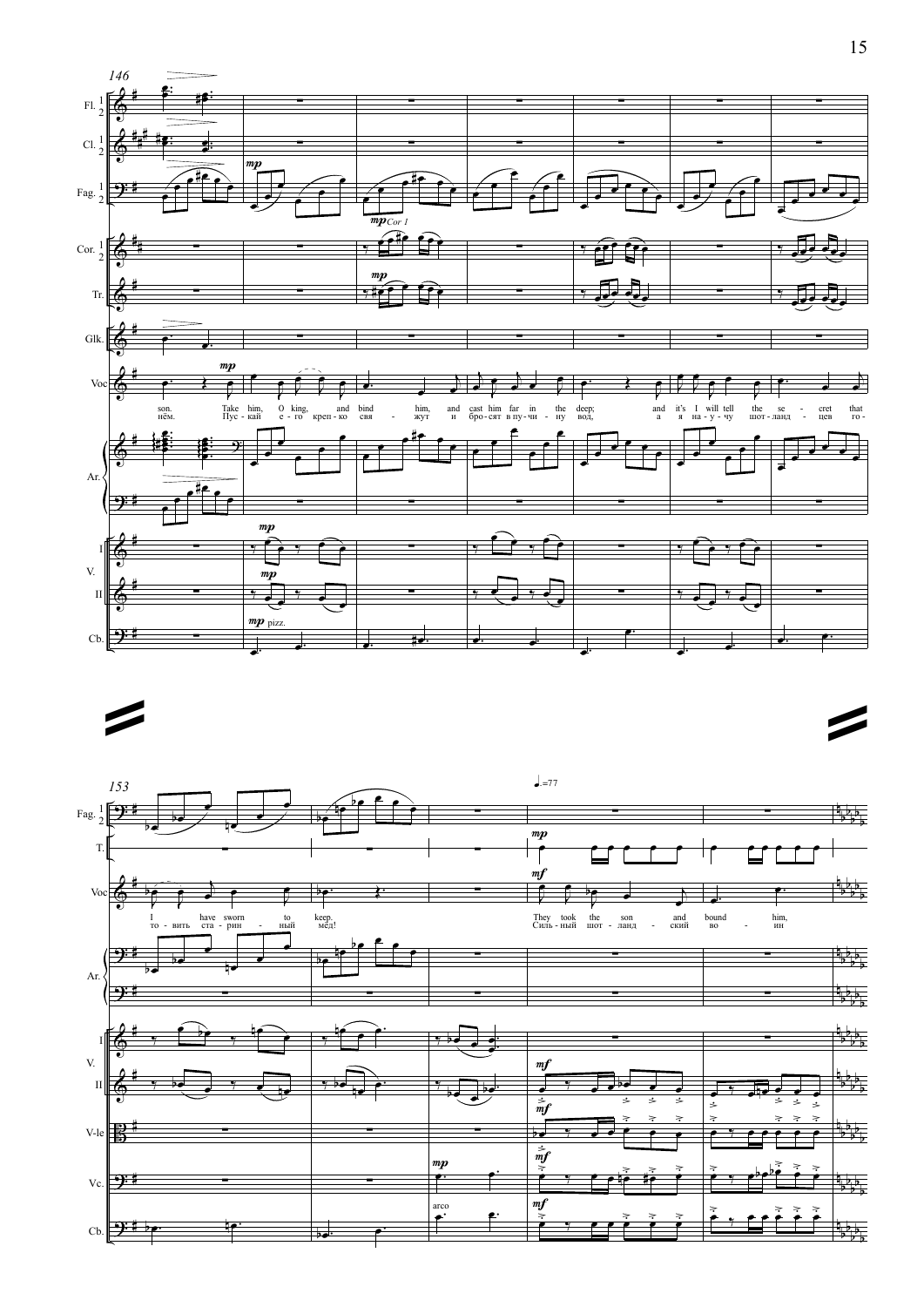146

son. Take him, O king, and bind him, and cast him far in the deep; and it's I will tell the secret that

нём. Пус - кай е - го креп - ко свя - жут и бро - сят в пу - чи - ну вод, а я на - у - чу шот - ланд - цев го -

153

I have sworn to keep.

то - вить ста - рин - ный мёд!

♩=77

They took the son and bound him,

Силь - ный шот - ланд - ский во - ин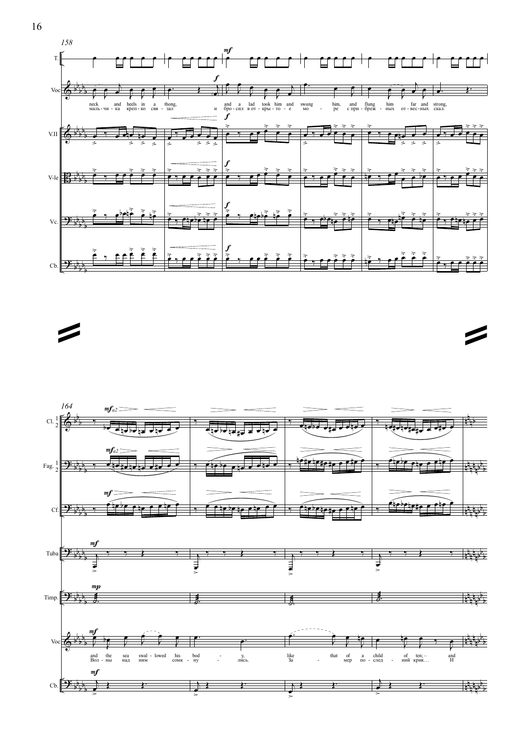158

T.

Voc

neck and heels in a thong,
маль - чи - ка креп - ко свя - зал

and a lad took him and swung him, and flung him far and strong,
и бро - сил в от - кры - то - е мо - ре с при - преж - ных от - вес - ных скал.

V.II

V-le

Vc.

Cb.

164

Cl. 1 2

Fag. 1 2

Cf.

Tuba

Timp.

Voc

and the sea swal - lowed his bod - y, like that of a child of ten; – and
Вол - ны над ним сомк - ну - лись. За - мер по - след - ний крик… И

Cb.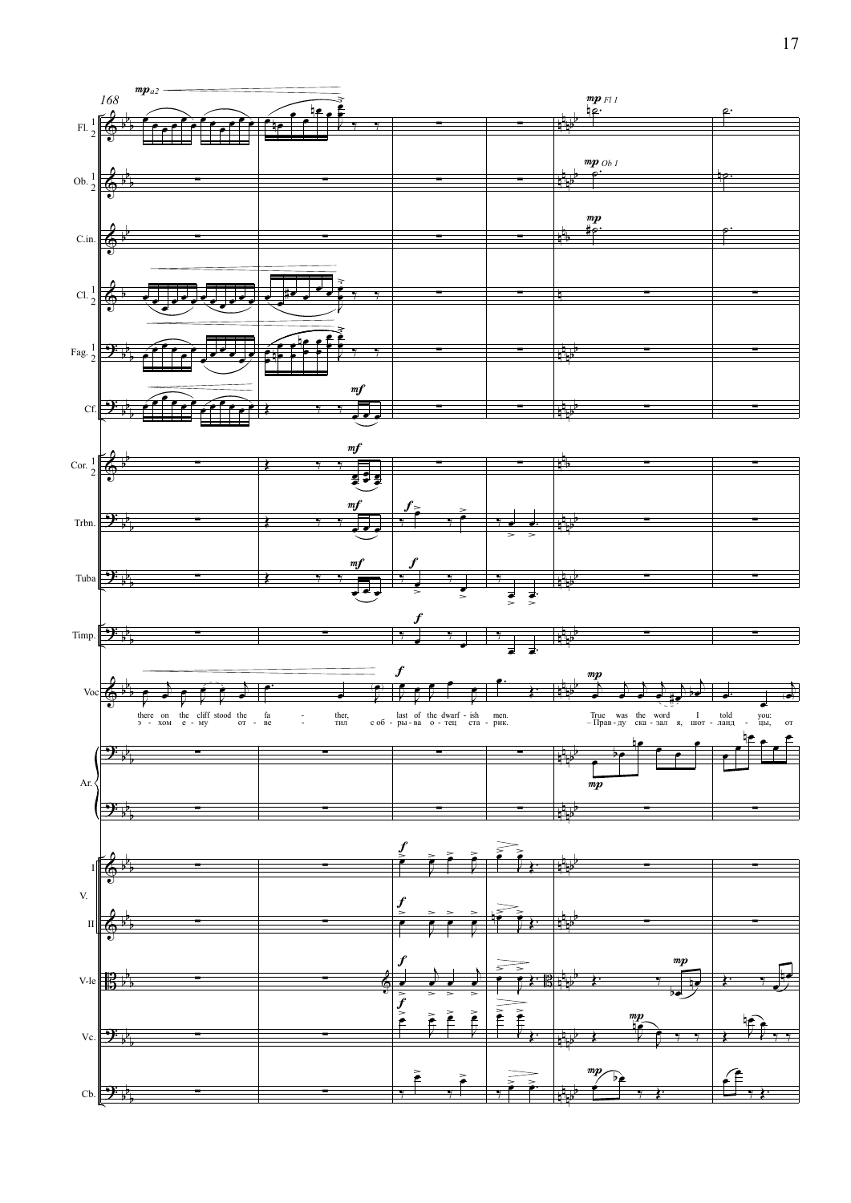there on the cliff stood the fa - ther, last of the dwarf - ish men. True was the word I told you:

э - хом е - му от - ве - тил с об - ры - ва о - тец ста - рик. – Прав - ду ска - зал я, шот - ланд - цы, от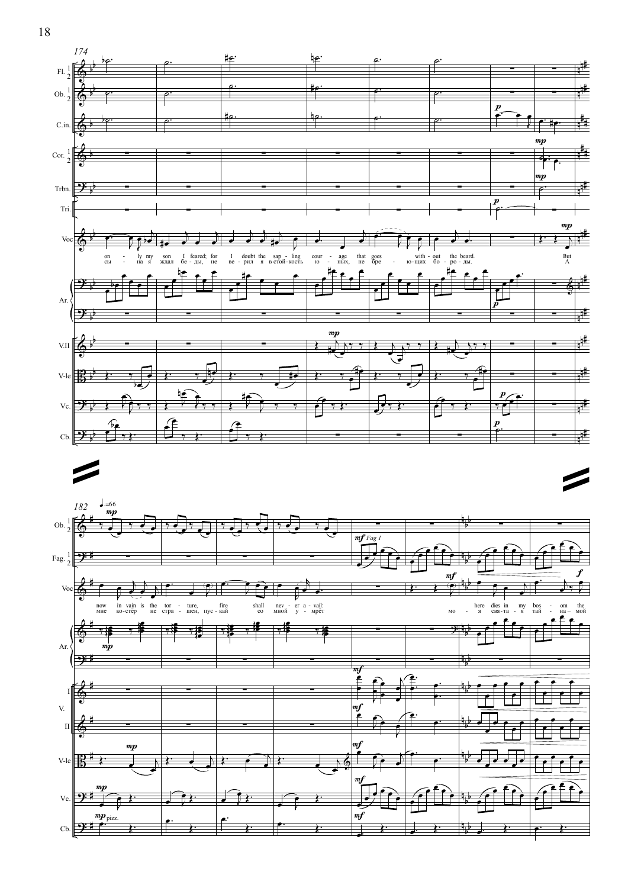174

on - ly my son I feared; for I doubt the sap - ling cour - age that goes with - out the beard. But

сы - на я ждал бе - ды, не ве - рил я в стой-кость ю - ных, не бре - ю-щих бо - ро - ды. А

182 ♩=66

now in vain is the tor - ture, fire shall nev - er a - vail: here dies in my bos - om the

мне ко-стёр не стра - шен, пус - кай со мной у - мрёт мо - я свя-та - я тай - на – мой